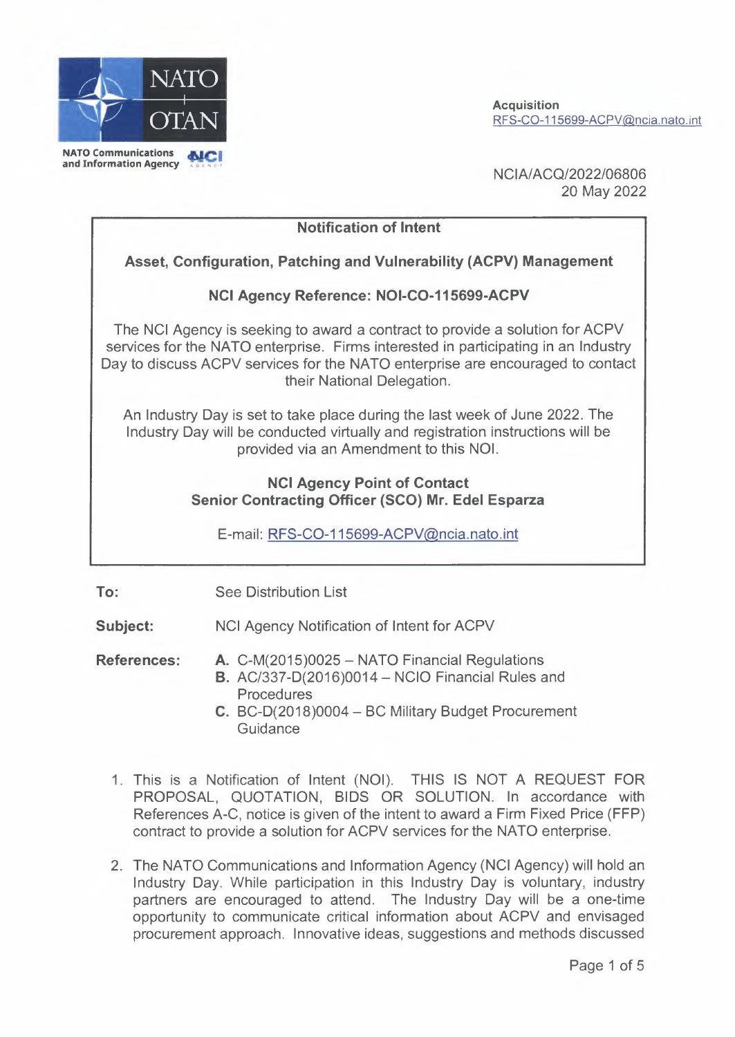NATO OTAN

NATO Communications and Information Agency

**Acquisition**
RFS-CO-115699-ACPV@ncia.nato.int

NCIA/ACQ/2022/06806
20 May 2022

**Notification of Intent**

**Asset, Configuration, Patching and Vulnerability (ACPV) Management**

**NCI Agency Reference: NOI-CO-115699-ACPV**

The NCI Agency is seeking to award a contract to provide a solution for ACPV services for the NATO enterprise. Firms interested in participating in an Industry Day to discuss ACPV services for the NATO enterprise are encouraged to contact their National Delegation.

An Industry Day is set to take place during the last week of June 2022. The Industry Day will be conducted virtually and registration instructions will be provided via an Amendment to this NOI.

**NCI Agency Point of Contact**
**Senior Contracting Officer (SCO) Mr. Edel Esparza**

E-mail: RFS-CO-115699-ACPV@ncia.nato.int

**To:** See Distribution List

**Subject:** NCI Agency Notification of Intent for ACPV

**References:**

- **A.** C-M(2015)0025 – NATO Financial Regulations
- **B.** AC/337-D(2016)0014 – NCIO Financial Rules and Procedures
- **C.** BC-D(2018)0004 – BC Military Budget Procurement Guidance

1. This is a Notification of Intent (NOI). THIS IS NOT A REQUEST FOR PROPOSAL, QUOTATION, BIDS OR SOLUTION. In accordance with References A-C, notice is given of the intent to award a Firm Fixed Price (FFP) contract to provide a solution for ACPV services for the NATO enterprise.

2. The NATO Communications and Information Agency (NCI Agency) will hold an Industry Day. While participation in this Industry Day is voluntary, industry partners are encouraged to attend. The Industry Day will be a one-time opportunity to communicate critical information about ACPV and envisaged procurement approach. Innovative ideas, suggestions and methods discussed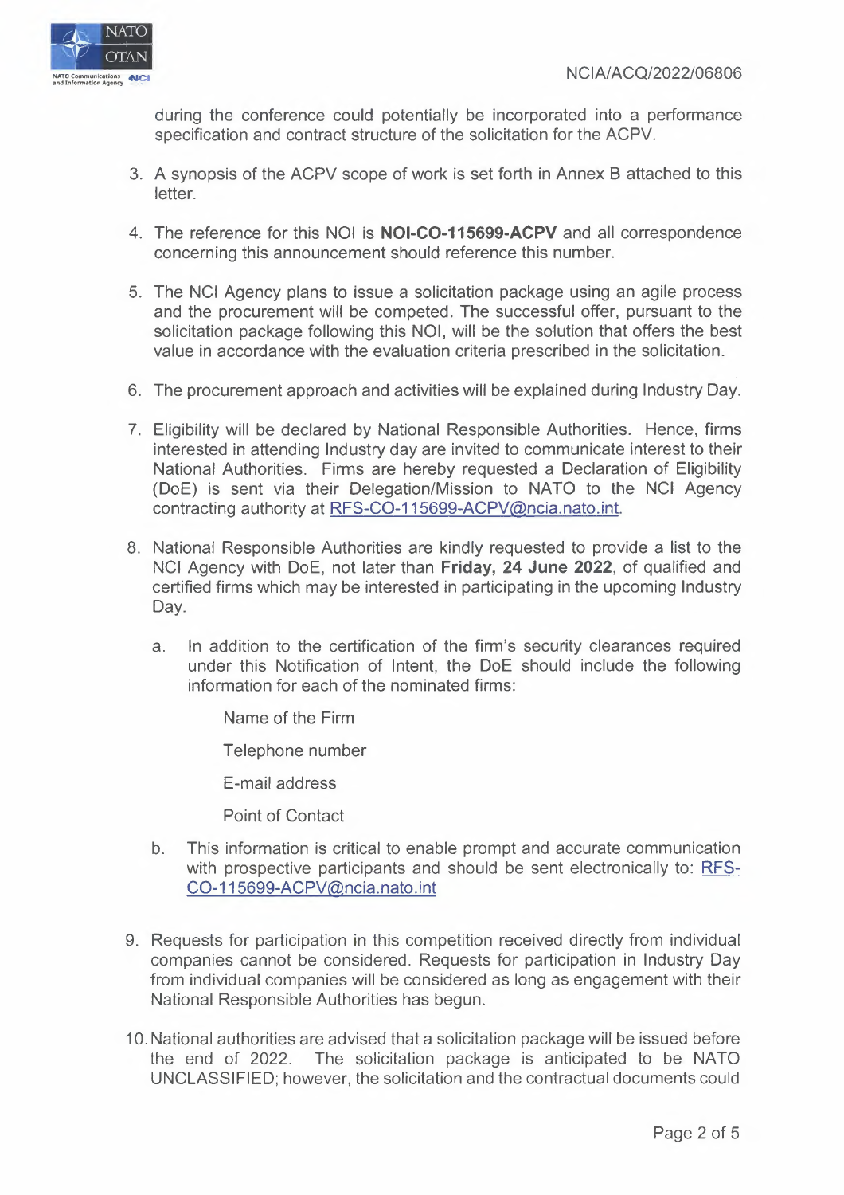during the conference could potentially be incorporated into a performance specification and contract structure of the solicitation for the ACPV.

3. A synopsis of the ACPV scope of work is set forth in Annex B attached to this letter.

4. The reference for this NOI is **NOI-CO-115699-ACPV** and all correspondence concerning this announcement should reference this number.

5. The NCI Agency plans to issue a solicitation package using an agile process and the procurement will be competed. The successful offer, pursuant to the solicitation package following this NOI, will be the solution that offers the best value in accordance with the evaluation criteria prescribed in the solicitation.

6. The procurement approach and activities will be explained during Industry Day.

7. Eligibility will be declared by National Responsible Authorities. Hence, firms interested in attending Industry day are invited to communicate interest to their National Authorities. Firms are hereby requested a Declaration of Eligibility (DoE) is sent via their Delegation/Mission to NATO to the NCI Agency contracting authority at RFS-CO-115699-ACPV@ncia.nato.int.

8. National Responsible Authorities are kindly requested to provide a list to the NCI Agency with DoE, not later than **Friday, 24 June 2022**, of qualified and certified firms which may be interested in participating in the upcoming Industry Day.

   a. In addition to the certification of the firm's security clearances required under this Notification of Intent, the DoE should include the following information for each of the nominated firms:

      Name of the Firm

      Telephone number

      E-mail address

      Point of Contact

   b. This information is critical to enable prompt and accurate communication with prospective participants and should be sent electronically to: RFS-CO-115699-ACPV@ncia.nato.int

9. Requests for participation in this competition received directly from individual companies cannot be considered. Requests for participation in Industry Day from individual companies will be considered as long as engagement with their National Responsible Authorities has begun.

10. National authorities are advised that a solicitation package will be issued before the end of 2022. The solicitation package is anticipated to be NATO UNCLASSIFIED; however, the solicitation and the contractual documents could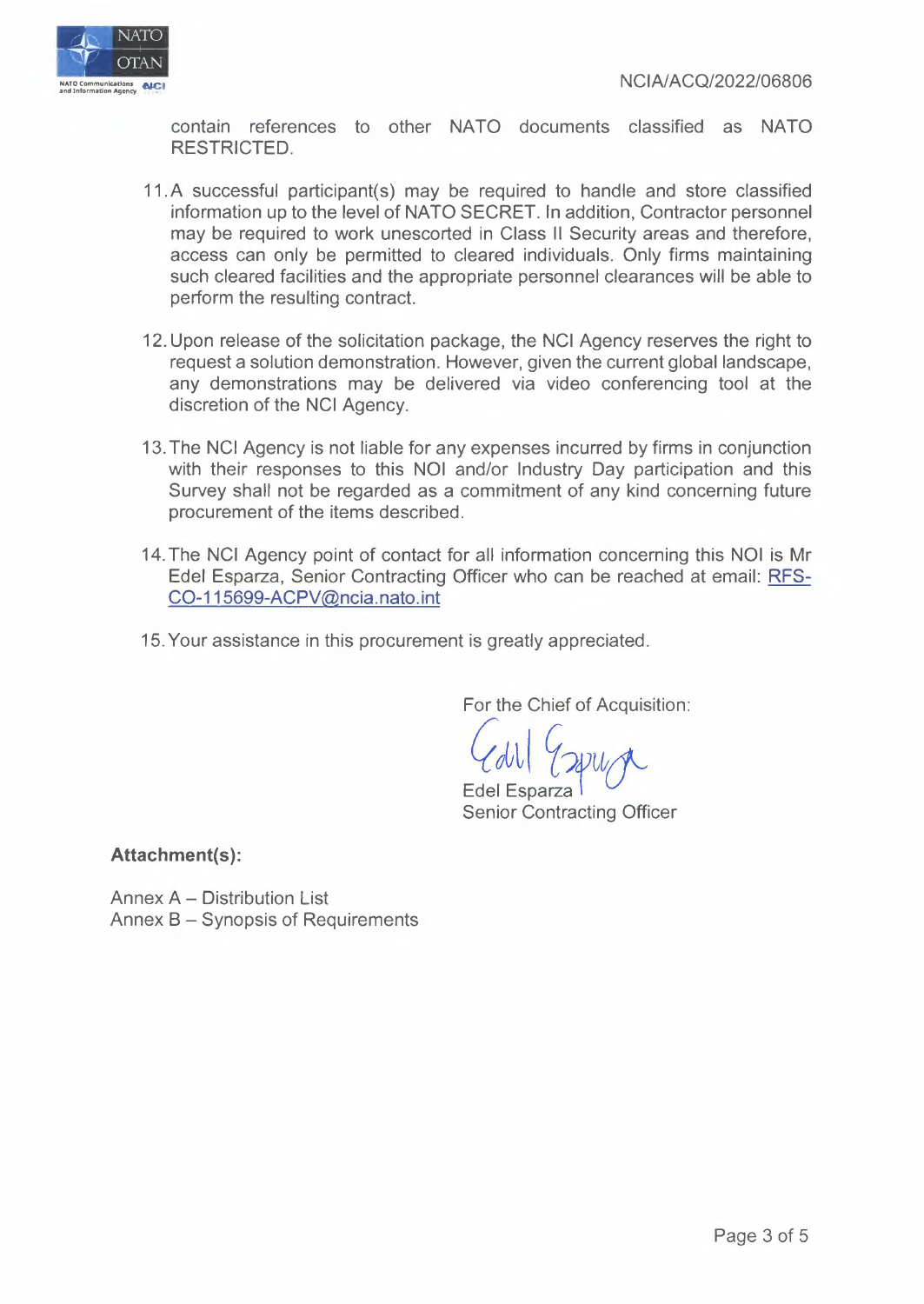contain references to other NATO documents classified as NATO RESTRICTED.

11. A successful participant(s) may be required to handle and store classified information up to the level of NATO SECRET. In addition, Contractor personnel may be required to work unescorted in Class II Security areas and therefore, access can only be permitted to cleared individuals. Only firms maintaining such cleared facilities and the appropriate personnel clearances will be able to perform the resulting contract.

12. Upon release of the solicitation package, the NCI Agency reserves the right to request a solution demonstration. However, given the current global landscape, any demonstrations may be delivered via video conferencing tool at the discretion of the NCI Agency.

13. The NCI Agency is not liable for any expenses incurred by firms in conjunction with their responses to this NOI and/or Industry Day participation and this Survey shall not be regarded as a commitment of any kind concerning future procurement of the items described.

14. The NCI Agency point of contact for all information concerning this NOI is Mr Edel Esparza, Senior Contracting Officer who can be reached at email: RFS-CO-115699-ACPV@ncia.nato.int

15. Your assistance in this procurement is greatly appreciated.

For the Chief of Acquisition:

Edel Esparza
Senior Contracting Officer

**Attachment(s):**

Annex A – Distribution List
Annex B – Synopsis of Requirements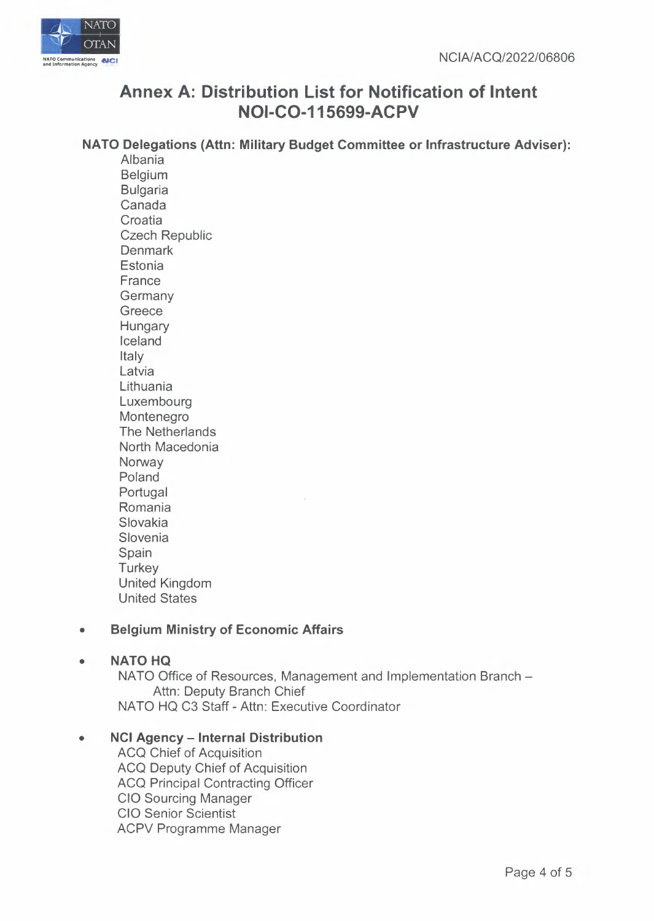# Annex A: Distribution List for Notification of Intent NOI-CO-115699-ACPV

**NATO Delegations (Attn: Military Budget Committee or Infrastructure Adviser):**

Albania
Belgium
Bulgaria
Canada
Croatia
Czech Republic
Denmark
Estonia
France
Germany
Greece
Hungary
Iceland
Italy
Latvia
Lithuania
Luxembourg
Montenegro
The Netherlands
North Macedonia
Norway
Poland
Portugal
Romania
Slovakia
Slovenia
Spain
Turkey
United Kingdom
United States

- **Belgium Ministry of Economic Affairs**

- **NATO HQ**
  NATO Office of Resources, Management and Implementation Branch – Attn: Deputy Branch Chief
  NATO HQ C3 Staff - Attn: Executive Coordinator

- **NCI Agency – Internal Distribution**
  ACQ Chief of Acquisition
  ACQ Deputy Chief of Acquisition
  ACQ Principal Contracting Officer
  CIO Sourcing Manager
  CIO Senior Scientist
  ACPV Programme Manager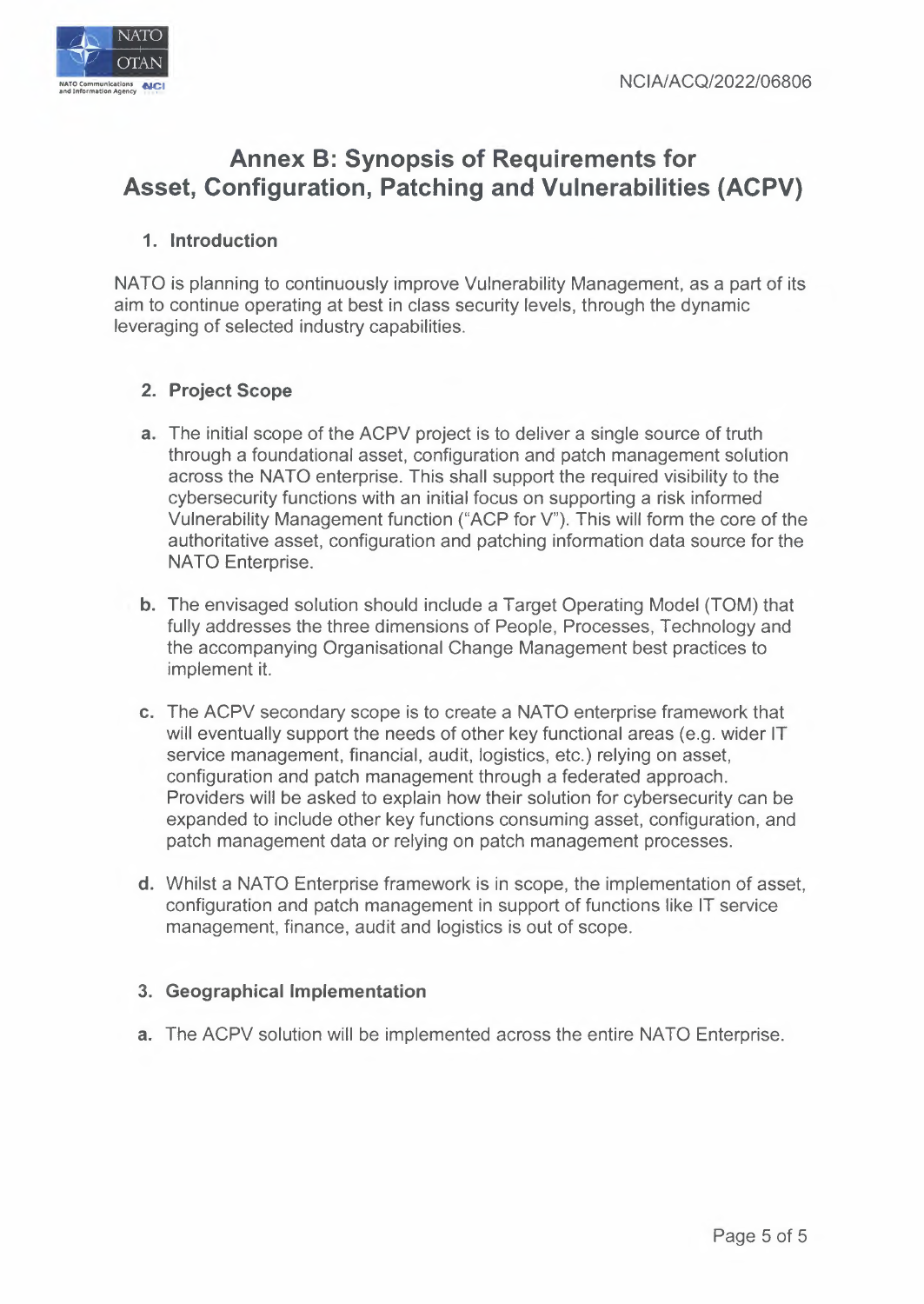# Annex B: Synopsis of Requirements for Asset, Configuration, Patching and Vulnerabilities (ACPV)

## 1. Introduction

NATO is planning to continuously improve Vulnerability Management, as a part of its aim to continue operating at best in class security levels, through the dynamic leveraging of selected industry capabilities.

## 2. Project Scope

**a.** The initial scope of the ACPV project is to deliver a single source of truth through a foundational asset, configuration and patch management solution across the NATO enterprise. This shall support the required visibility to the cybersecurity functions with an initial focus on supporting a risk informed Vulnerability Management function ("ACP for V"). This will form the core of the authoritative asset, configuration and patching information data source for the NATO Enterprise.

**b.** The envisaged solution should include a Target Operating Model (TOM) that fully addresses the three dimensions of People, Processes, Technology and the accompanying Organisational Change Management best practices to implement it.

**c.** The ACPV secondary scope is to create a NATO enterprise framework that will eventually support the needs of other key functional areas (e.g. wider IT service management, financial, audit, logistics, etc.) relying on asset, configuration and patch management through a federated approach. Providers will be asked to explain how their solution for cybersecurity can be expanded to include other key functions consuming asset, configuration, and patch management data or relying on patch management processes.

**d.** Whilst a NATO Enterprise framework is in scope, the implementation of asset, configuration and patch management in support of functions like IT service management, finance, audit and logistics is out of scope.

## 3. Geographical Implementation

**a.** The ACPV solution will be implemented across the entire NATO Enterprise.